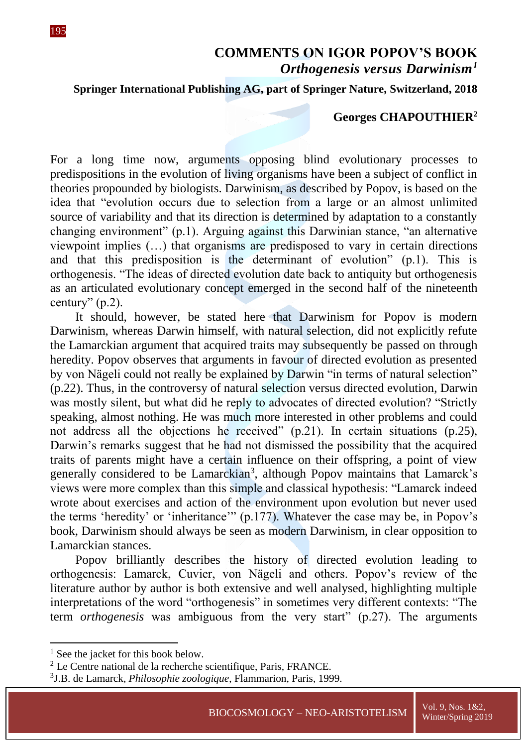# COMMENTS ON IGOR POPOV'S BOOK

## *Orthogenesis versus Darwinism*[1]

**Springer International Publishing AG, part of Springer Nature, Switzerland, 2018**

**Georges CHAPOUTHIER**[2]

For a long time now, arguments opposing blind evolutionary processes to predispositions in the evolution of living organisms have been a subject of conflict in theories propounded by biologists. Darwinism, as described by Popov, is based on the idea that "evolution occurs due to selection from a large or an almost unlimited source of variability and that its direction is determined by adaptation to a constantly changing environment" (p.1). Arguing against this Darwinian stance, "an alternative viewpoint implies (…) that organisms are predisposed to vary in certain directions and that this predisposition is the determinant of evolution" (p.1). This is orthogenesis. "The ideas of directed evolution date back to antiquity but orthogenesis as an articulated evolutionary concept emerged in the second half of the nineteenth century" (p.2).

It should, however, be stated here that Darwinism for Popov is modern Darwinism, whereas Darwin himself, with natural selection, did not explicitly refute the Lamarckian argument that acquired traits may subsequently be passed on through heredity. Popov observes that arguments in favour of directed evolution as presented by von Nägeli could not really be explained by Darwin "in terms of natural selection" (p.22). Thus, in the controversy of natural selection versus directed evolution, Darwin was mostly silent, but what did he reply to advocates of directed evolution? "Strictly speaking, almost nothing. He was much more interested in other problems and could not address all the objections he received" (p.21). In certain situations (p.25), Darwin's remarks suggest that he had not dismissed the possibility that the acquired traits of parents might have a certain influence on their offspring, a point of view generally considered to be Lamarckian[3], although Popov maintains that Lamarck's views were more complex than this simple and classical hypothesis: "Lamarck indeed wrote about exercises and action of the environment upon evolution but never used the terms 'heredity' or 'inheritance'" (p.177). Whatever the case may be, in Popov's book, Darwinism should always be seen as modern Darwinism, in clear opposition to Lamarckian stances.

Popov brilliantly describes the history of directed evolution leading to orthogenesis: Lamarck, Cuvier, von Nägeli and others. Popov's review of the literature author by author is both extensive and well analysed, highlighting multiple interpretations of the word "orthogenesis" in sometimes very different contexts: "The term *orthogenesis* was ambiguous from the very start" (p.27). The arguments

---

[1] See the jacket for this book below.

[2] Le Centre national de la recherche scientifique, Paris, FRANCE.

[3] J.B. de Lamarck, *Philosophie zoologique*, Flammarion, Paris, 1999.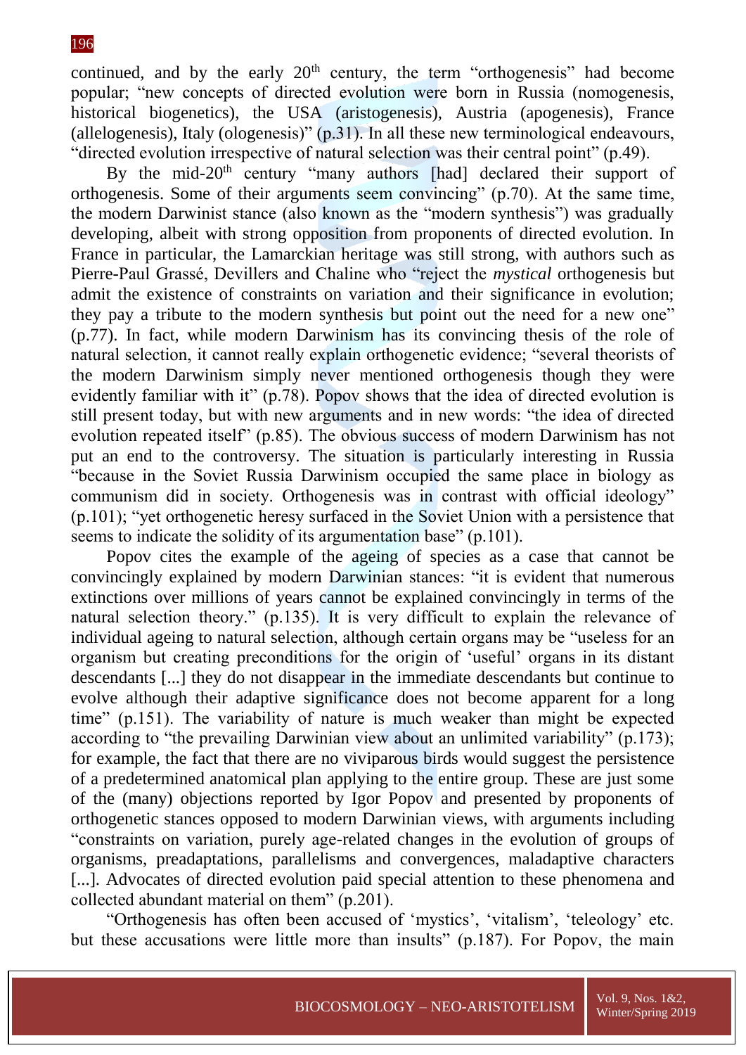continued, and by the early 20th century, the term "orthogenesis" had become popular; "new concepts of directed evolution were born in Russia (nomogenesis, historical biogenetics), the USA (aristogenesis), Austria (apogenesis), France (allelogenesis), Italy (ologenesis)" (p.31). In all these new terminological endeavours, "directed evolution irrespective of natural selection was their central point" (p.49).

By the mid-20th century "many authors [had] declared their support of orthogenesis. Some of their arguments seem convincing" (p.70). At the same time, the modern Darwinist stance (also known as the "modern synthesis") was gradually developing, albeit with strong opposition from proponents of directed evolution. In France in particular, the Lamarckian heritage was still strong, with authors such as Pierre-Paul Grassé, Devillers and Chaline who "reject the *mystical* orthogenesis but admit the existence of constraints on variation and their significance in evolution; they pay a tribute to the modern synthesis but point out the need for a new one" (p.77). In fact, while modern Darwinism has its convincing thesis of the role of natural selection, it cannot really explain orthogenetic evidence; "several theorists of the modern Darwinism simply never mentioned orthogenesis though they were evidently familiar with it" (p.78). Popov shows that the idea of directed evolution is still present today, but with new arguments and in new words: "the idea of directed evolution repeated itself" (p.85). The obvious success of modern Darwinism has not put an end to the controversy. The situation is particularly interesting in Russia "because in the Soviet Russia Darwinism occupied the same place in biology as communism did in society. Orthogenesis was in contrast with official ideology" (p.101); "yet orthogenetic heresy surfaced in the Soviet Union with a persistence that seems to indicate the solidity of its argumentation base" (p.101).

Popov cites the example of the ageing of species as a case that cannot be convincingly explained by modern Darwinian stances: "it is evident that numerous extinctions over millions of years cannot be explained convincingly in terms of the natural selection theory." (p.135). It is very difficult to explain the relevance of individual ageing to natural selection, although certain organs may be "useless for an organism but creating preconditions for the origin of 'useful' organs in its distant descendants [...] they do not disappear in the immediate descendants but continue to evolve although their adaptive significance does not become apparent for a long time" (p.151). The variability of nature is much weaker than might be expected according to "the prevailing Darwinian view about an unlimited variability" (p.173); for example, the fact that there are no viviparous birds would suggest the persistence of a predetermined anatomical plan applying to the entire group. These are just some of the (many) objections reported by Igor Popov and presented by proponents of orthogenetic stances opposed to modern Darwinian views, with arguments including "constraints on variation, purely age-related changes in the evolution of groups of organisms, preadaptations, parallelisms and convergences, maladaptive characters [...]. Advocates of directed evolution paid special attention to these phenomena and collected abundant material on them" (p.201).

"Orthogenesis has often been accused of 'mystics', 'vitalism', 'teleology' etc. but these accusations were little more than insults" (p.187). For Popov, the main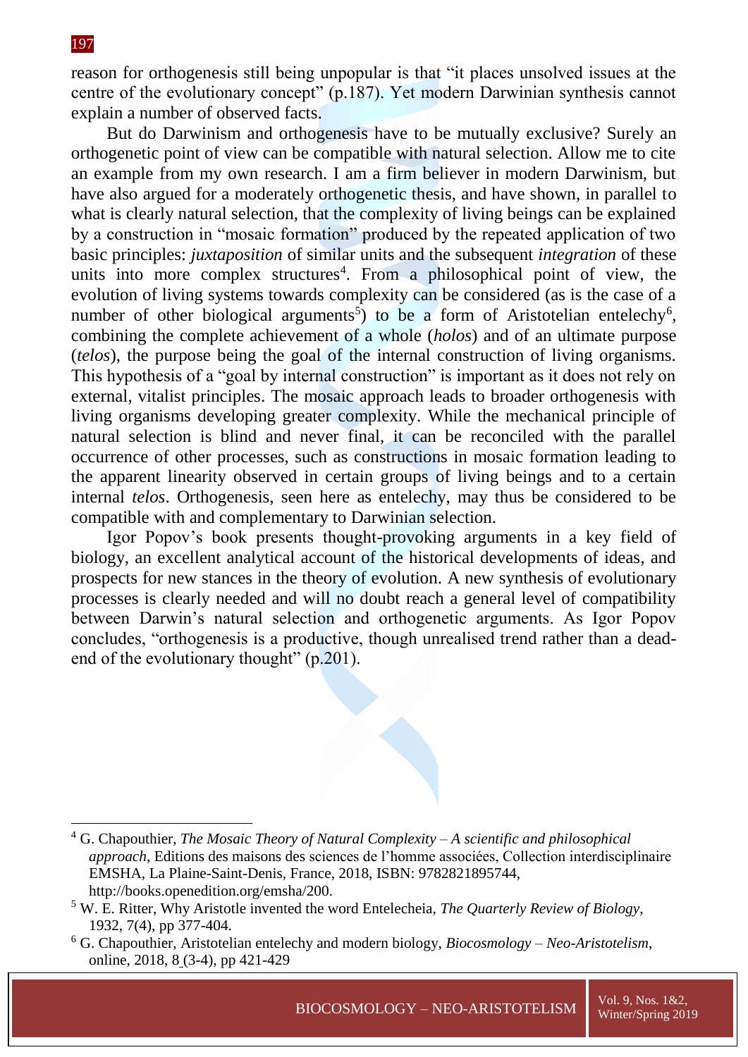reason for orthogenesis still being unpopular is that "it places unsolved issues at the centre of the evolutionary concept" (p.187). Yet modern Darwinian synthesis cannot explain a number of observed facts.

But do Darwinism and orthogenesis have to be mutually exclusive? Surely an orthogenetic point of view can be compatible with natural selection. Allow me to cite an example from my own research. I am a firm believer in modern Darwinism, but have also argued for a moderately orthogenetic thesis, and have shown, in parallel to what is clearly natural selection, that the complexity of living beings can be explained by a construction in "mosaic formation" produced by the repeated application of two basic principles: *juxtaposition* of similar units and the subsequent *integration* of these units into more complex structures[4]. From a philosophical point of view, the evolution of living systems towards complexity can be considered (as is the case of a number of other biological arguments[5]) to be a form of Aristotelian entelechy[6], combining the complete achievement of a whole (*holos*) and of an ultimate purpose (*telos*), the purpose being the goal of the internal construction of living organisms. This hypothesis of a "goal by internal construction" is important as it does not rely on external, vitalist principles. The mosaic approach leads to broader orthogenesis with living organisms developing greater complexity. While the mechanical principle of natural selection is blind and never final, it can be reconciled with the parallel occurrence of other processes, such as constructions in mosaic formation leading to the apparent linearity observed in certain groups of living beings and to a certain internal *telos*. Orthogenesis, seen here as entelechy, may thus be considered to be compatible with and complementary to Darwinian selection.

Igor Popov's book presents thought-provoking arguments in a key field of biology, an excellent analytical account of the historical developments of ideas, and prospects for new stances in the theory of evolution. A new synthesis of evolutionary processes is clearly needed and will no doubt reach a general level of compatibility between Darwin's natural selection and orthogenetic arguments. As Igor Popov concludes, "orthogenesis is a productive, though unrealised trend rather than a dead-end of the evolutionary thought" (p.201).

---

[4] G. Chapouthier, *The Mosaic Theory of Natural Complexity – A scientific and philosophical approach*, Editions des maisons des sciences de l'homme associées, Collection interdisciplinaire EMSHA, La Plaine-Saint-Denis, France, 2018, ISBN: 9782821895744, http://books.openedition.org/emsha/200.

[5] W. E. Ritter, Why Aristotle invented the word Entelecheia, *The Quarterly Review of Biology*, 1932, 7(4), pp 377-404.

[6] G. Chapouthier, Aristotelian entelechy and modern biology, *Biocosmology – Neo-Aristotelism*, online, 2018, 8 (3-4), pp 421-429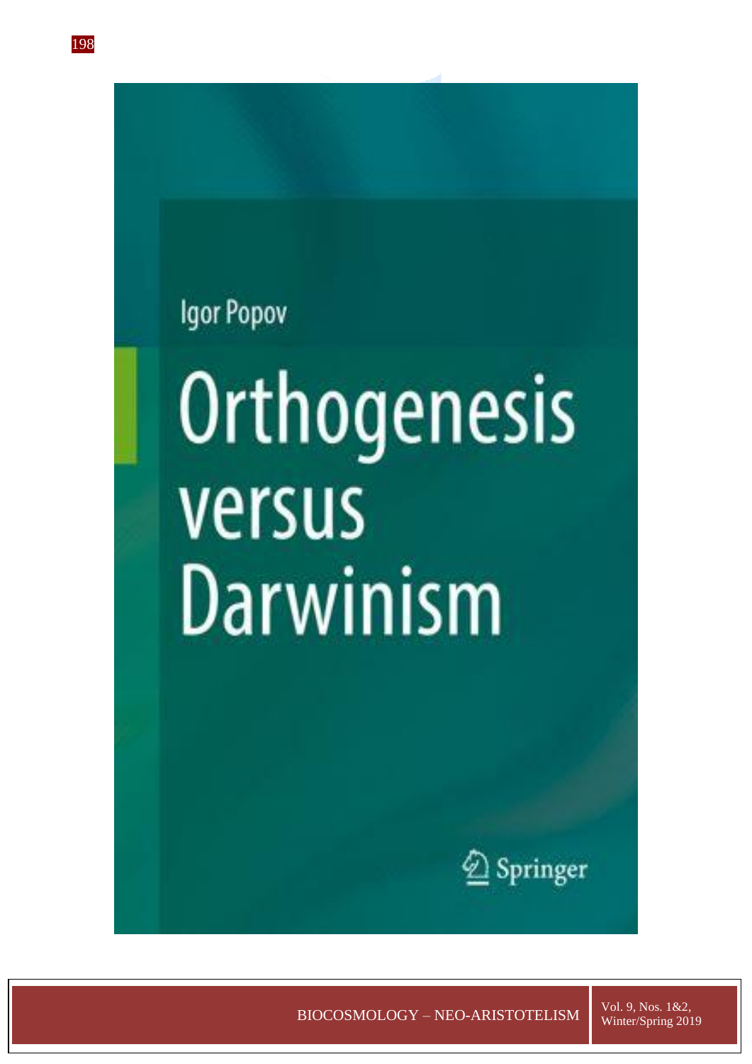Igor Popov

# Orthogenesis versus Darwinism

Springer